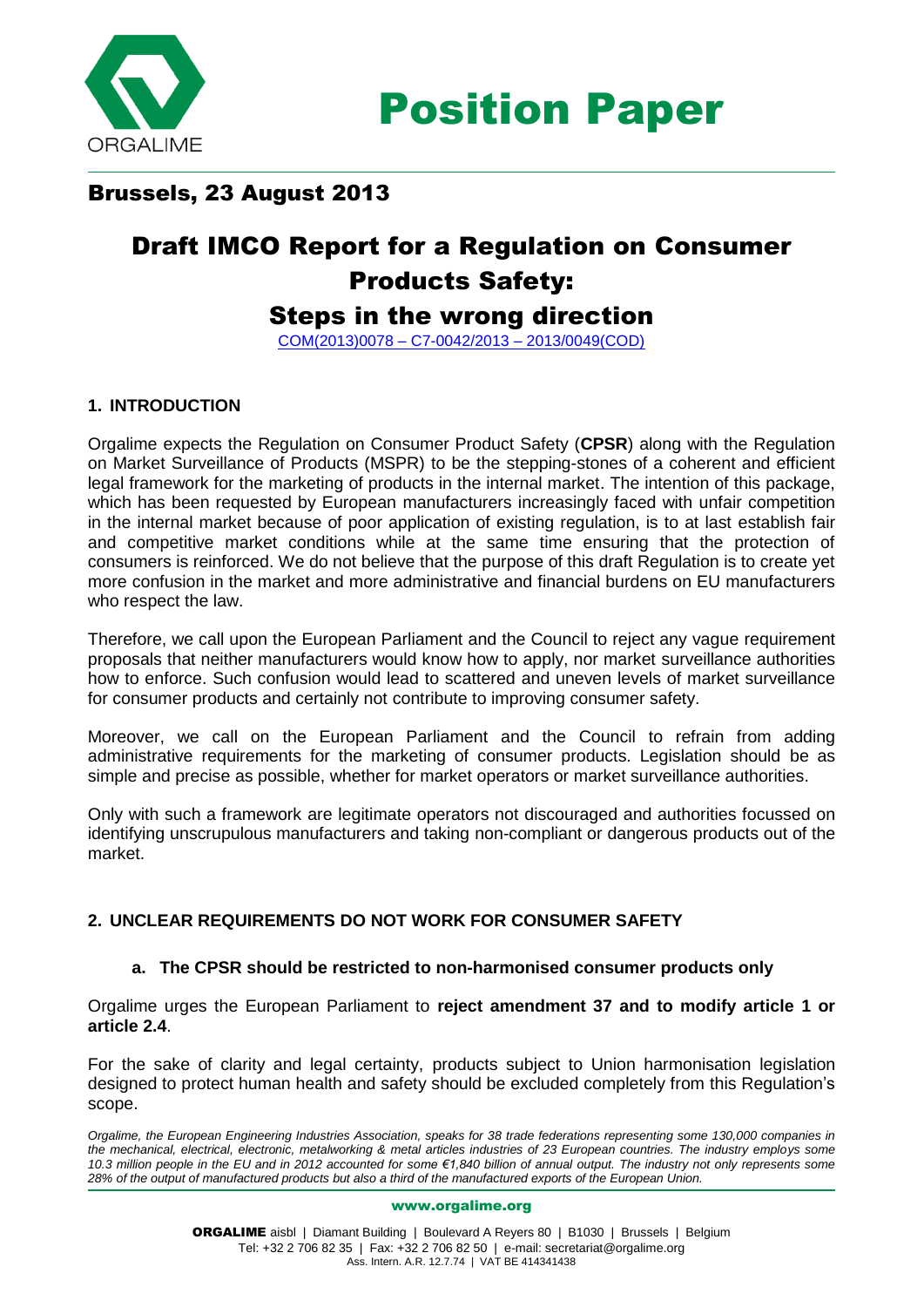# Position Paper

## Brussels, 23 August 2013

# Draft IMCO Report for a Regulation on Consumer Products Safety: Steps in the wrong direction

COM(2013)0078 – C7-0042/2013 – 2013/0049(COD)

## 1. INTRODUCTION

Orgalime expects the Regulation on Consumer Product Safety (**CPSR**) along with the Regulation on Market Surveillance of Products (MSPR) to be the stepping-stones of a coherent and efficient legal framework for the marketing of products in the internal market. The intention of this package, which has been requested by European manufacturers increasingly faced with unfair competition in the internal market because of poor application of existing regulation, is to at last establish fair and competitive market conditions while at the same time ensuring that the protection of consumers is reinforced. We do not believe that the purpose of this draft Regulation is to create yet more confusion in the market and more administrative and financial burdens on EU manufacturers who respect the law.

Therefore, we call upon the European Parliament and the Council to reject any vague requirement proposals that neither manufacturers would know how to apply, nor market surveillance authorities how to enforce. Such confusion would lead to scattered and uneven levels of market surveillance for consumer products and certainly not contribute to improving consumer safety.

Moreover, we call on the European Parliament and the Council to refrain from adding administrative requirements for the marketing of consumer products. Legislation should be as simple and precise as possible, whether for market operators or market surveillance authorities.

Only with such a framework are legitimate operators not discouraged and authorities focussed on identifying unscrupulous manufacturers and taking non-compliant or dangerous products out of the market.

## 2. UNCLEAR REQUIREMENTS DO NOT WORK FOR CONSUMER SAFETY

### a. The CPSR should be restricted to non-harmonised consumer products only

Orgalime urges the European Parliament to **reject amendment 37 and to modify article 1 or article 2.4**.

For the sake of clarity and legal certainty, products subject to Union harmonisation legislation designed to protect human health and safety should be excluded completely from this Regulation's scope.

*Orgalime, the European Engineering Industries Association, speaks for 38 trade federations representing some 130,000 companies in the mechanical, electrical, electronic, metalworking & metal articles industries of 23 European countries. The industry employs some 10.3 million people in the EU and in 2012 accounted for some €1,840 billion of annual output. The industry not only represents some 28% of the output of manufactured products but also a third of the manufactured exports of the European Union.*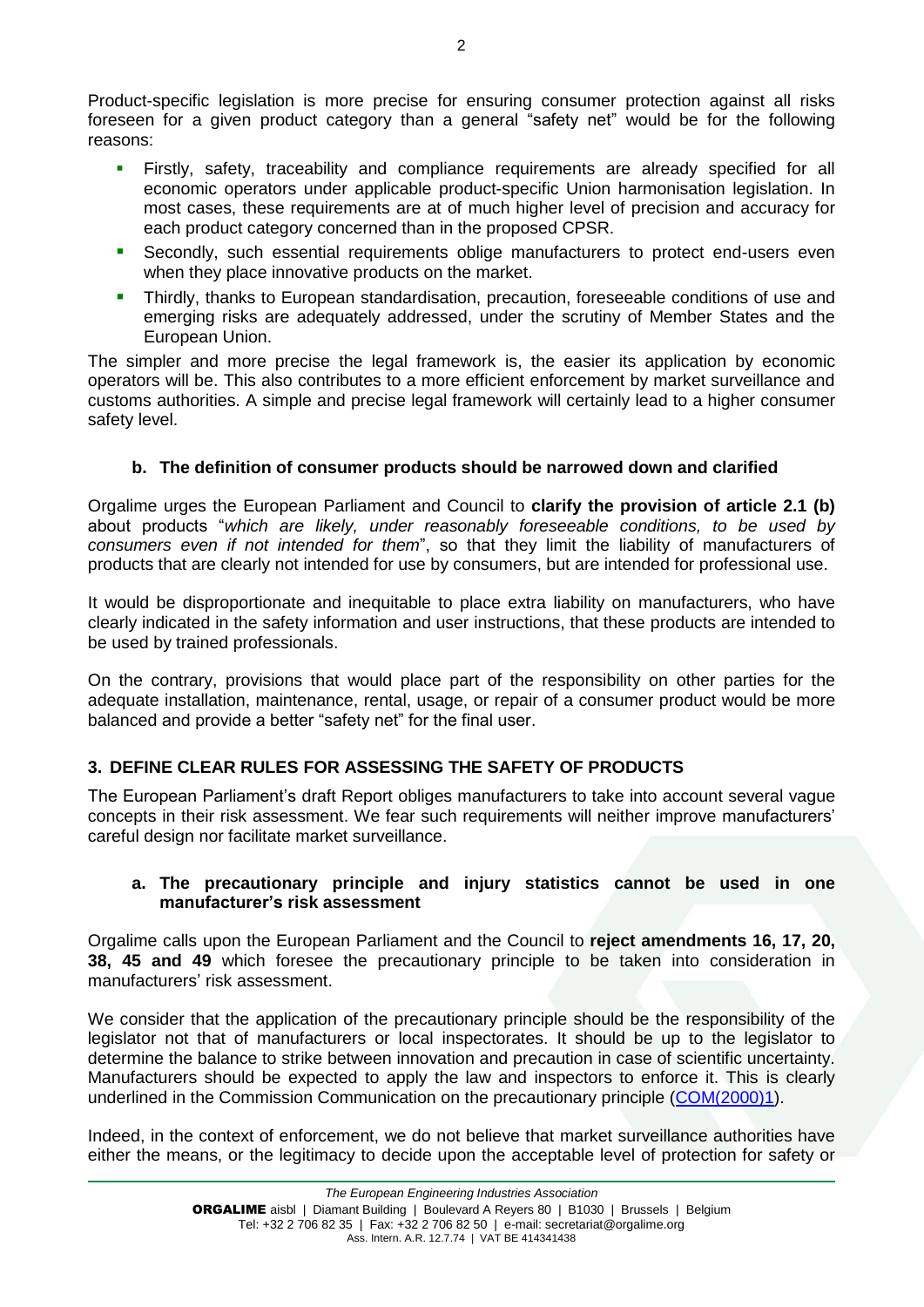Product-specific legislation is more precise for ensuring consumer protection against all risks foreseen for a given product category than a general "safety net" would be for the following reasons:

- Firstly, safety, traceability and compliance requirements are already specified for all economic operators under applicable product-specific Union harmonisation legislation. In most cases, these requirements are at of much higher level of precision and accuracy for each product category concerned than in the proposed CPSR.
- Secondly, such essential requirements oblige manufacturers to protect end-users even when they place innovative products on the market.
- Thirdly, thanks to European standardisation, precaution, foreseeable conditions of use and emerging risks are adequately addressed, under the scrutiny of Member States and the European Union.

The simpler and more precise the legal framework is, the easier its application by economic operators will be. This also contributes to a more efficient enforcement by market surveillance and customs authorities. A simple and precise legal framework will certainly lead to a higher consumer safety level.

### b. The definition of consumer products should be narrowed down and clarified

Orgalime urges the European Parliament and Council to **clarify the provision of article 2.1 (b)** about products "*which are likely, under reasonably foreseeable conditions, to be used by consumers even if not intended for them*", so that they limit the liability of manufacturers of products that are clearly not intended for use by consumers, but are intended for professional use.

It would be disproportionate and inequitable to place extra liability on manufacturers, who have clearly indicated in the safety information and user instructions, that these products are intended to be used by trained professionals.

On the contrary, provisions that would place part of the responsibility on other parties for the adequate installation, maintenance, rental, usage, or repair of a consumer product would be more balanced and provide a better "safety net" for the final user.

## 3. DEFINE CLEAR RULES FOR ASSESSING THE SAFETY OF PRODUCTS

The European Parliament's draft Report obliges manufacturers to take into account several vague concepts in their risk assessment. We fear such requirements will neither improve manufacturers' careful design nor facilitate market surveillance.

### a. The precautionary principle and injury statistics cannot be used in one manufacturer's risk assessment

Orgalime calls upon the European Parliament and the Council to **reject amendments 16, 17, 20, 38, 45 and 49** which foresee the precautionary principle to be taken into consideration in manufacturers' risk assessment.

We consider that the application of the precautionary principle should be the responsibility of the legislator not that of manufacturers or local inspectorates. It should be up to the legislator to determine the balance to strike between innovation and precaution in case of scientific uncertainty. Manufacturers should be expected to apply the law and inspectors to enforce it. This is clearly underlined in the Commission Communication on the precautionary principle (COM(2000)1).

Indeed, in the context of enforcement, we do not believe that market surveillance authorities have either the means, or the legitimacy to decide upon the acceptable level of protection for safety or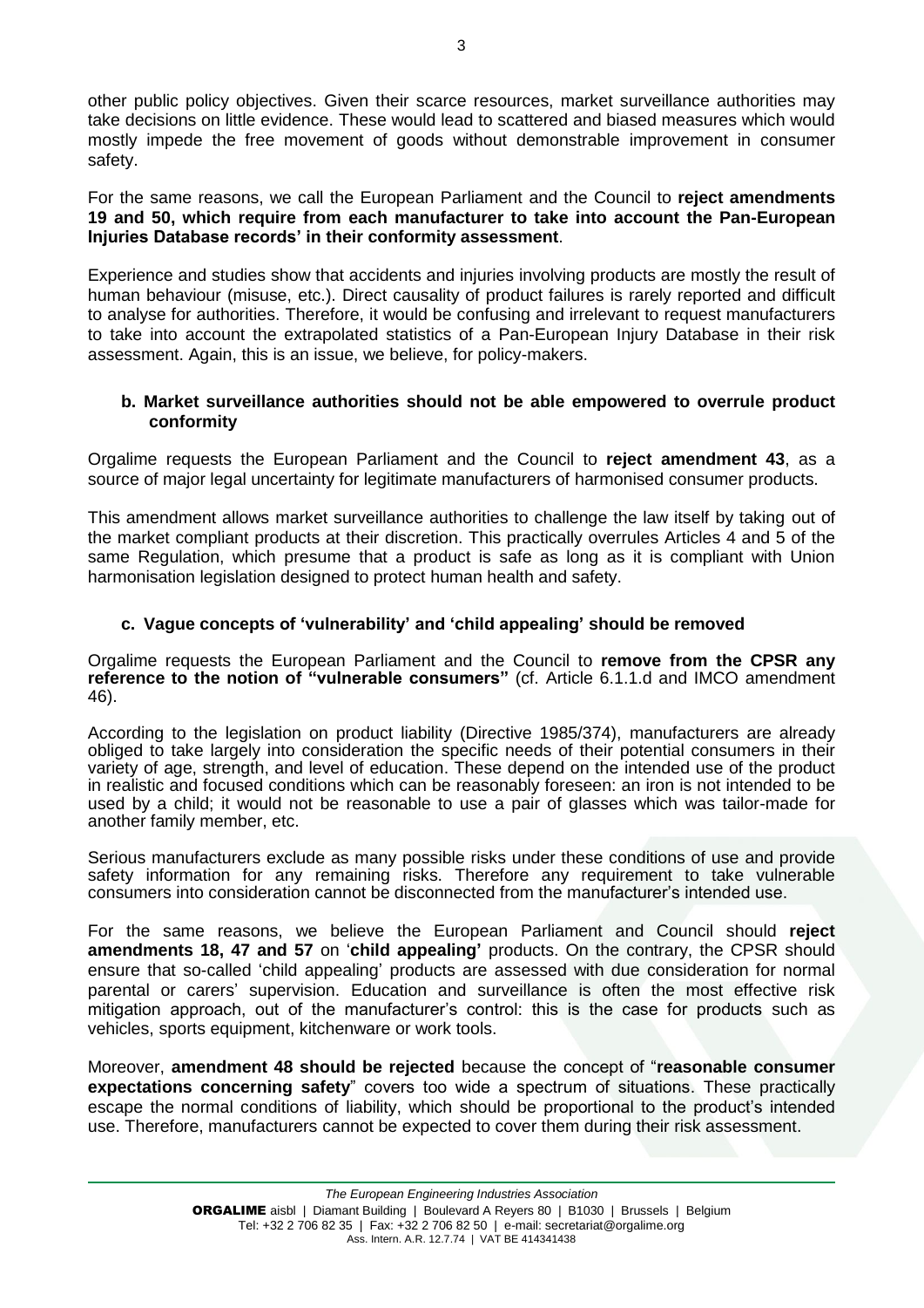other public policy objectives. Given their scarce resources, market surveillance authorities may take decisions on little evidence. These would lead to scattered and biased measures which would mostly impede the free movement of goods without demonstrable improvement in consumer safety.

For the same reasons, we call the European Parliament and the Council to **reject amendments 19 and 50, which require from each manufacturer to take into account the Pan-European Injuries Database records' in their conformity assessment**.

Experience and studies show that accidents and injuries involving products are mostly the result of human behaviour (misuse, etc.). Direct causality of product failures is rarely reported and difficult to analyse for authorities. Therefore, it would be confusing and irrelevant to request manufacturers to take into account the extrapolated statistics of a Pan-European Injury Database in their risk assessment. Again, this is an issue, we believe, for policy-makers.

### b. Market surveillance authorities should not be able empowered to overrule product conformity

Orgalime requests the European Parliament and the Council to **reject amendment 43**, as a source of major legal uncertainty for legitimate manufacturers of harmonised consumer products.

This amendment allows market surveillance authorities to challenge the law itself by taking out of the market compliant products at their discretion. This practically overrules Articles 4 and 5 of the same Regulation, which presume that a product is safe as long as it is compliant with Union harmonisation legislation designed to protect human health and safety.

### c. Vague concepts of 'vulnerability' and 'child appealing' should be removed

Orgalime requests the European Parliament and the Council to **remove from the CPSR any reference to the notion of "vulnerable consumers"** (cf. Article 6.1.1.d and IMCO amendment 46).

According to the legislation on product liability (Directive 1985/374), manufacturers are already obliged to take largely into consideration the specific needs of their potential consumers in their variety of age, strength, and level of education. These depend on the intended use of the product in realistic and focused conditions which can be reasonably foreseen: an iron is not intended to be used by a child; it would not be reasonable to use a pair of glasses which was tailor-made for another family member, etc.

Serious manufacturers exclude as many possible risks under these conditions of use and provide safety information for any remaining risks. Therefore any requirement to take vulnerable consumers into consideration cannot be disconnected from the manufacturer's intended use.

For the same reasons, we believe the European Parliament and Council should **reject amendments 18, 47 and 57** on '**child appealing'** products. On the contrary, the CPSR should ensure that so-called 'child appealing' products are assessed with due consideration for normal parental or carers' supervision. Education and surveillance is often the most effective risk mitigation approach, out of the manufacturer's control: this is the case for products such as vehicles, sports equipment, kitchenware or work tools.

Moreover, **amendment 48 should be rejected** because the concept of "**reasonable consumer expectations concerning safety**" covers too wide a spectrum of situations. These practically escape the normal conditions of liability, which should be proportional to the product's intended use. Therefore, manufacturers cannot be expected to cover them during their risk assessment.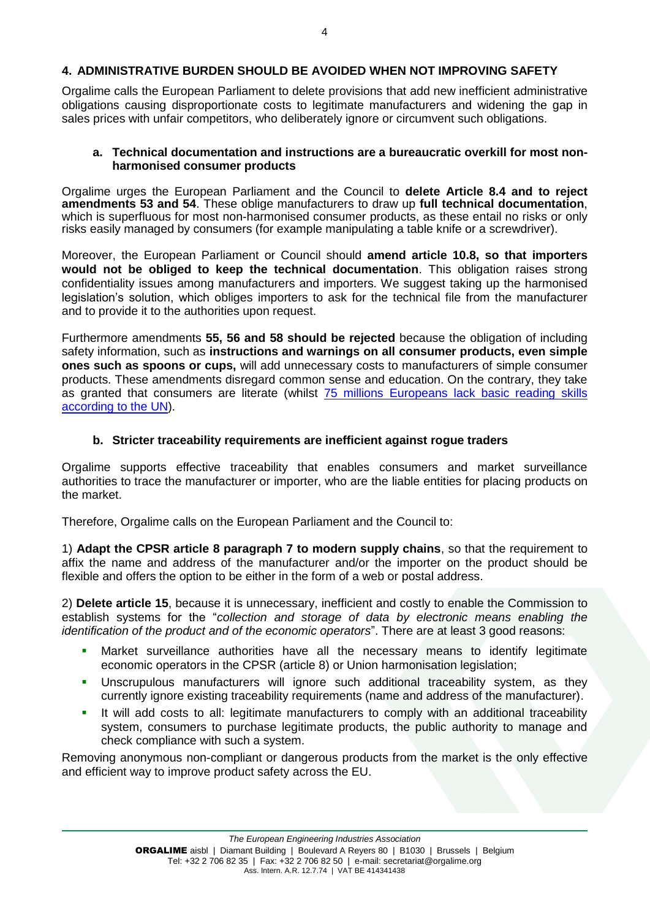## 4. ADMINISTRATIVE BURDEN SHOULD BE AVOIDED WHEN NOT IMPROVING SAFETY

Orgalime calls the European Parliament to delete provisions that add new inefficient administrative obligations causing disproportionate costs to legitimate manufacturers and widening the gap in sales prices with unfair competitors, who deliberately ignore or circumvent such obligations.

### a. Technical documentation and instructions are a bureaucratic overkill for most non-harmonised consumer products

Orgalime urges the European Parliament and the Council to **delete Article 8.4 and to reject amendments 53 and 54**. These oblige manufacturers to draw up **full technical documentation**, which is superfluous for most non-harmonised consumer products, as these entail no risks or only risks easily managed by consumers (for example manipulating a table knife or a screwdriver).

Moreover, the European Parliament or Council should **amend article 10.8, so that importers would not be obliged to keep the technical documentation**. This obligation raises strong confidentiality issues among manufacturers and importers. We suggest taking up the harmonised legislation's solution, which obliges importers to ask for the technical file from the manufacturer and to provide it to the authorities upon request.

Furthermore amendments **55, 56 and 58 should be rejected** because the obligation of including safety information, such as **instructions and warnings on all consumer products, even simple ones such as spoons or cups,** will add unnecessary costs to manufacturers of simple consumer products. These amendments disregard common sense and education. On the contrary, they take as granted that consumers are literate (whilst 75 millions Europeans lack basic reading skills according to the UN).

### b. Stricter traceability requirements are inefficient against rogue traders

Orgalime supports effective traceability that enables consumers and market surveillance authorities to trace the manufacturer or importer, who are the liable entities for placing products on the market.

Therefore, Orgalime calls on the European Parliament and the Council to:

1) **Adapt the CPSR article 8 paragraph 7 to modern supply chains**, so that the requirement to affix the name and address of the manufacturer and/or the importer on the product should be flexible and offers the option to be either in the form of a web or postal address.

2) **Delete article 15**, because it is unnecessary, inefficient and costly to enable the Commission to establish systems for the "*collection and storage of data by electronic means enabling the identification of the product and of the economic operators*". There are at least 3 good reasons:

- Market surveillance authorities have all the necessary means to identify legitimate economic operators in the CPSR (article 8) or Union harmonisation legislation;
- Unscrupulous manufacturers will ignore such additional traceability system, as they currently ignore existing traceability requirements (name and address of the manufacturer).
- It will add costs to all: legitimate manufacturers to comply with an additional traceability system, consumers to purchase legitimate products, the public authority to manage and check compliance with such a system.

Removing anonymous non-compliant or dangerous products from the market is the only effective and efficient way to improve product safety across the EU.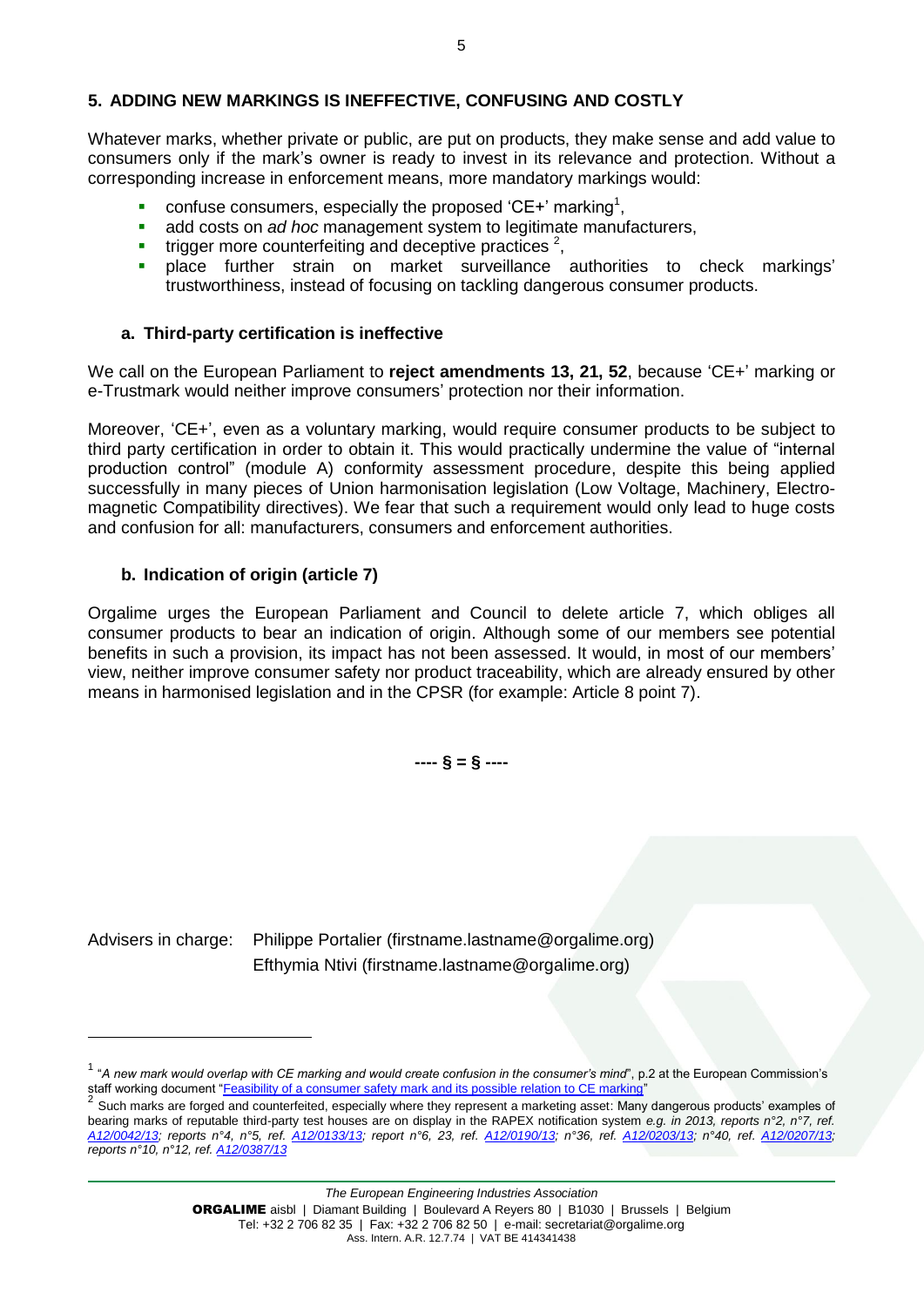## 5. ADDING NEW MARKINGS IS INEFFECTIVE, CONFUSING AND COSTLY

Whatever marks, whether private or public, are put on products, they make sense and add value to consumers only if the mark's owner is ready to invest in its relevance and protection. Without a corresponding increase in enforcement means, more mandatory markings would:

- confuse consumers, especially the proposed 'CE+' marking[1],
- add costs on *ad hoc* management system to legitimate manufacturers,
- trigger more counterfeiting and deceptive practices [2],
- place further strain on market surveillance authorities to check markings' trustworthiness, instead of focusing on tackling dangerous consumer products.

### a. Third-party certification is ineffective

We call on the European Parliament to **reject amendments 13, 21, 52**, because 'CE+' marking or e-Trustmark would neither improve consumers' protection nor their information.

Moreover, 'CE+', even as a voluntary marking, would require consumer products to be subject to third party certification in order to obtain it. This would practically undermine the value of "internal production control" (module A) conformity assessment procedure, despite this being applied successfully in many pieces of Union harmonisation legislation (Low Voltage, Machinery, Electro-magnetic Compatibility directives). We fear that such a requirement would only lead to huge costs and confusion for all: manufacturers, consumers and enforcement authorities.

### b. Indication of origin (article 7)

Orgalime urges the European Parliament and Council to delete article 7, which obliges all consumer products to bear an indication of origin. Although some of our members see potential benefits in such a provision, its impact has not been assessed. It would, in most of our members' view, neither improve consumer safety nor product traceability, which are already ensured by other means in harmonised legislation and in the CPSR (for example: Article 8 point 7).

**---- § = § ----**

Advisers in charge: Philippe Portalier (firstname.lastname@orgalime.org)
Efthymia Ntivi (firstname.lastname@orgalime.org)

---

[1] "*A new mark would overlap with CE marking and would create confusion in the consumer's mind*", p.2 at the European Commission's staff working document "Feasibility of a consumer safety mark and its possible relation to CE marking"

[2] Such marks are forged and counterfeited, especially where they represent a marketing asset: Many dangerous products' examples of bearing marks of reputable third-party test houses are on display in the RAPEX notification system *e.g. in 2013, reports n°2, n°7, ref. A12/0042/13; reports n°4, n°5, ref. A12/0133/13; report n°6, 23, ref. A12/0190/13; n°36, ref. A12/0203/13; n°40, ref. A12/0207/13; reports n°10, n°12, ref. A12/0387/13*

*The European Engineering Industries Association*
**ORGALIME** aisbl | Diamant Building | Boulevard A Reyers 80 | B1030 | Brussels | Belgium
Tel: +32 2 706 82 35 | Fax: +32 2 706 82 50 | e-mail: secretariat@orgalime.org
Ass. Intern. A.R. 12.7.74 | VAT BE 414341438